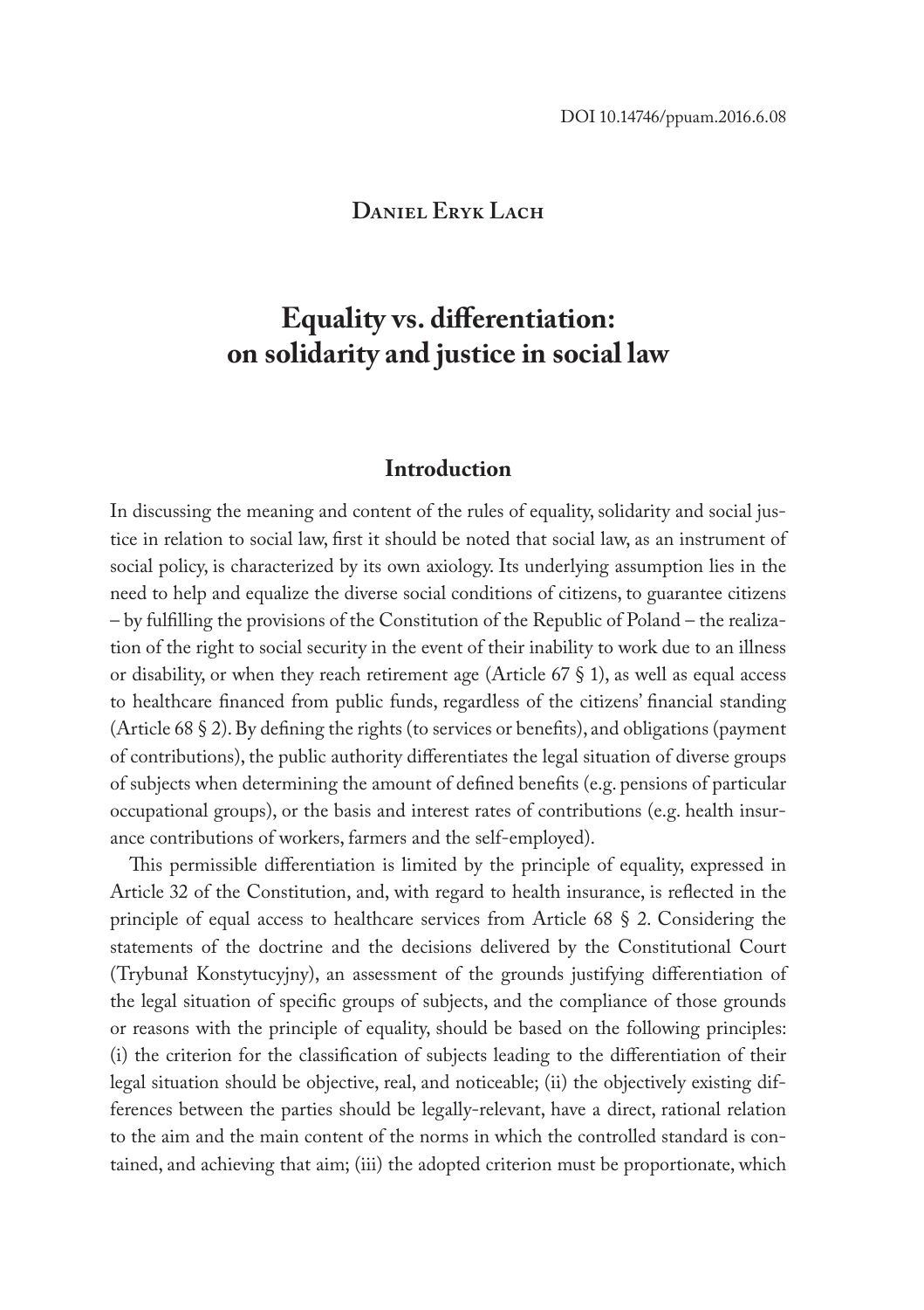DOI 10.14746/ppuam.2016.6.08

**Daniel Eryk Lach**

# Equality vs. differentiation: on solidarity and justice in social law

## Introduction

In discussing the meaning and content of the rules of equality, solidarity and social justice in relation to social law, first it should be noted that social law, as an instrument of social policy, is characterized by its own axiology. Its underlying assumption lies in the need to help and equalize the diverse social conditions of citizens, to guarantee citizens – by fulfilling the provisions of the Constitution of the Republic of Poland – the realization of the right to social security in the event of their inability to work due to an illness or disability, or when they reach retirement age (Article 67 § 1), as well as equal access to healthcare financed from public funds, regardless of the citizens' financial standing (Article 68 § 2). By defining the rights (to services or benefits), and obligations (payment of contributions), the public authority differentiates the legal situation of diverse groups of subjects when determining the amount of defined benefits (e.g. pensions of particular occupational groups), or the basis and interest rates of contributions (e.g. health insurance contributions of workers, farmers and the self-employed).

This permissible differentiation is limited by the principle of equality, expressed in Article 32 of the Constitution, and, with regard to health insurance, is reflected in the principle of equal access to healthcare services from Article 68 § 2. Considering the statements of the doctrine and the decisions delivered by the Constitutional Court (Trybunał Konstytucyjny), an assessment of the grounds justifying differentiation of the legal situation of specific groups of subjects, and the compliance of those grounds or reasons with the principle of equality, should be based on the following principles: (i) the criterion for the classification of subjects leading to the differentiation of their legal situation should be objective, real, and noticeable; (ii) the objectively existing differences between the parties should be legally-relevant, have a direct, rational relation to the aim and the main content of the norms in which the controlled standard is contained, and achieving that aim; (iii) the adopted criterion must be proportionate, which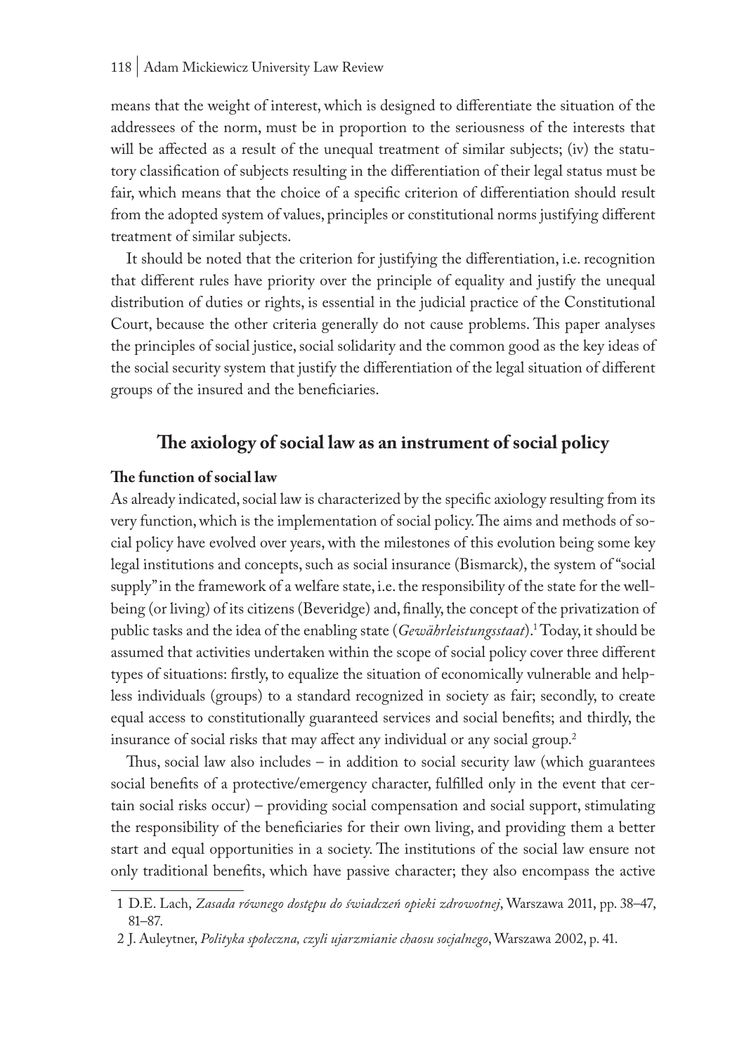means that the weight of interest, which is designed to differentiate the situation of the addressees of the norm, must be in proportion to the seriousness of the interests that will be affected as a result of the unequal treatment of similar subjects; (iv) the statutory classification of subjects resulting in the differentiation of their legal status must be fair, which means that the choice of a specific criterion of differentiation should result from the adopted system of values, principles or constitutional norms justifying different treatment of similar subjects.

It should be noted that the criterion for justifying the differentiation, i.e. recognition that different rules have priority over the principle of equality and justify the unequal distribution of duties or rights, is essential in the judicial practice of the Constitutional Court, because the other criteria generally do not cause problems. This paper analyses the principles of social justice, social solidarity and the common good as the key ideas of the social security system that justify the differentiation of the legal situation of different groups of the insured and the beneficiaries.

## The axiology of social law as an instrument of social policy

### The function of social law

As already indicated, social law is characterized by the specific axiology resulting from its very function, which is the implementation of social policy. The aims and methods of social policy have evolved over years, with the milestones of this evolution being some key legal institutions and concepts, such as social insurance (Bismarck), the system of "social supply" in the framework of a welfare state, i.e. the responsibility of the state for the well-being (or living) of its citizens (Beveridge) and, finally, the concept of the privatization of public tasks and the idea of the enabling state (*Gewährleistungsstaat*).[1] Today, it should be assumed that activities undertaken within the scope of social policy cover three different types of situations: firstly, to equalize the situation of economically vulnerable and helpless individuals (groups) to a standard recognized in society as fair; secondly, to create equal access to constitutionally guaranteed services and social benefits; and thirdly, the insurance of social risks that may affect any individual or any social group.[2]

Thus, social law also includes – in addition to social security law (which guarantees social benefits of a protective/emergency character, fulfilled only in the event that certain social risks occur) – providing social compensation and social support, stimulating the responsibility of the beneficiaries for their own living, and providing them a better start and equal opportunities in a society. The institutions of the social law ensure not only traditional benefits, which have passive character; they also encompass the active

1 D.E. Lach, *Zasada równego dostępu do świadczeń opieki zdrowotnej*, Warszawa 2011, pp. 38–47, 81–87.

2 J. Auleytner, *Polityka społeczna, czyli ujarzmianie chaosu socjalnego*, Warszawa 2002, p. 41.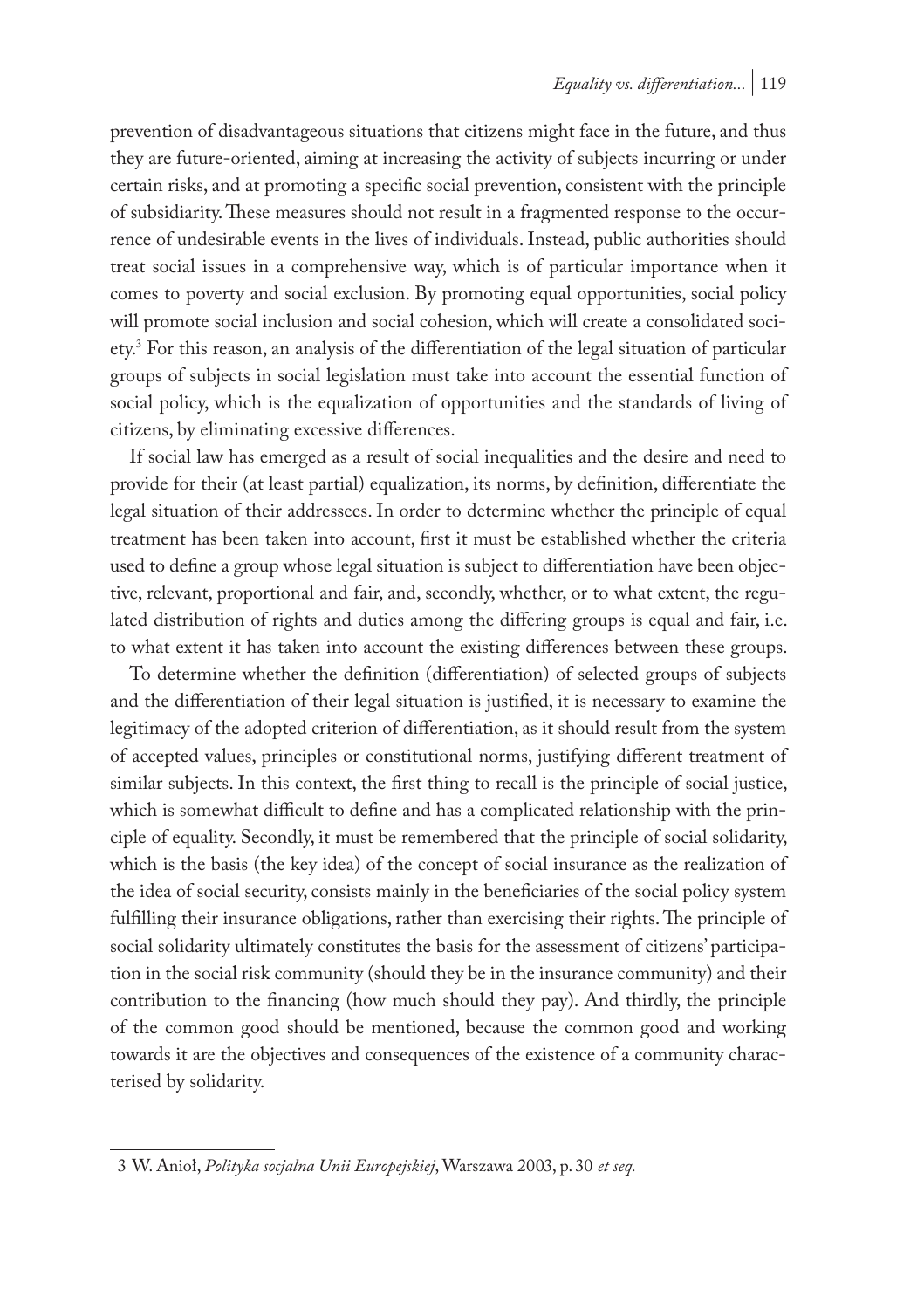prevention of disadvantageous situations that citizens might face in the future, and thus they are future-oriented, aiming at increasing the activity of subjects incurring or under certain risks, and at promoting a specific social prevention, consistent with the principle of subsidiarity. These measures should not result in a fragmented response to the occurrence of undesirable events in the lives of individuals. Instead, public authorities should treat social issues in a comprehensive way, which is of particular importance when it comes to poverty and social exclusion. By promoting equal opportunities, social policy will promote social inclusion and social cohesion, which will create a consolidated society.[3] For this reason, an analysis of the differentiation of the legal situation of particular groups of subjects in social legislation must take into account the essential function of social policy, which is the equalization of opportunities and the standards of living of citizens, by eliminating excessive differences.

If social law has emerged as a result of social inequalities and the desire and need to provide for their (at least partial) equalization, its norms, by definition, differentiate the legal situation of their addressees. In order to determine whether the principle of equal treatment has been taken into account, first it must be established whether the criteria used to define a group whose legal situation is subject to differentiation have been objective, relevant, proportional and fair, and, secondly, whether, or to what extent, the regulated distribution of rights and duties among the differing groups is equal and fair, i.e. to what extent it has taken into account the existing differences between these groups.

To determine whether the definition (differentiation) of selected groups of subjects and the differentiation of their legal situation is justified, it is necessary to examine the legitimacy of the adopted criterion of differentiation, as it should result from the system of accepted values, principles or constitutional norms, justifying different treatment of similar subjects. In this context, the first thing to recall is the principle of social justice, which is somewhat difficult to define and has a complicated relationship with the principle of equality. Secondly, it must be remembered that the principle of social solidarity, which is the basis (the key idea) of the concept of social insurance as the realization of the idea of social security, consists mainly in the beneficiaries of the social policy system fulfilling their insurance obligations, rather than exercising their rights. The principle of social solidarity ultimately constitutes the basis for the assessment of citizens' participation in the social risk community (should they be in the insurance community) and their contribution to the financing (how much should they pay). And thirdly, the principle of the common good should be mentioned, because the common good and working towards it are the objectives and consequences of the existence of a community characterised by solidarity.

---

3 W. Anioł, *Polityka socjalna Unii Europejskiej*, Warszawa 2003, p. 30 *et seq.*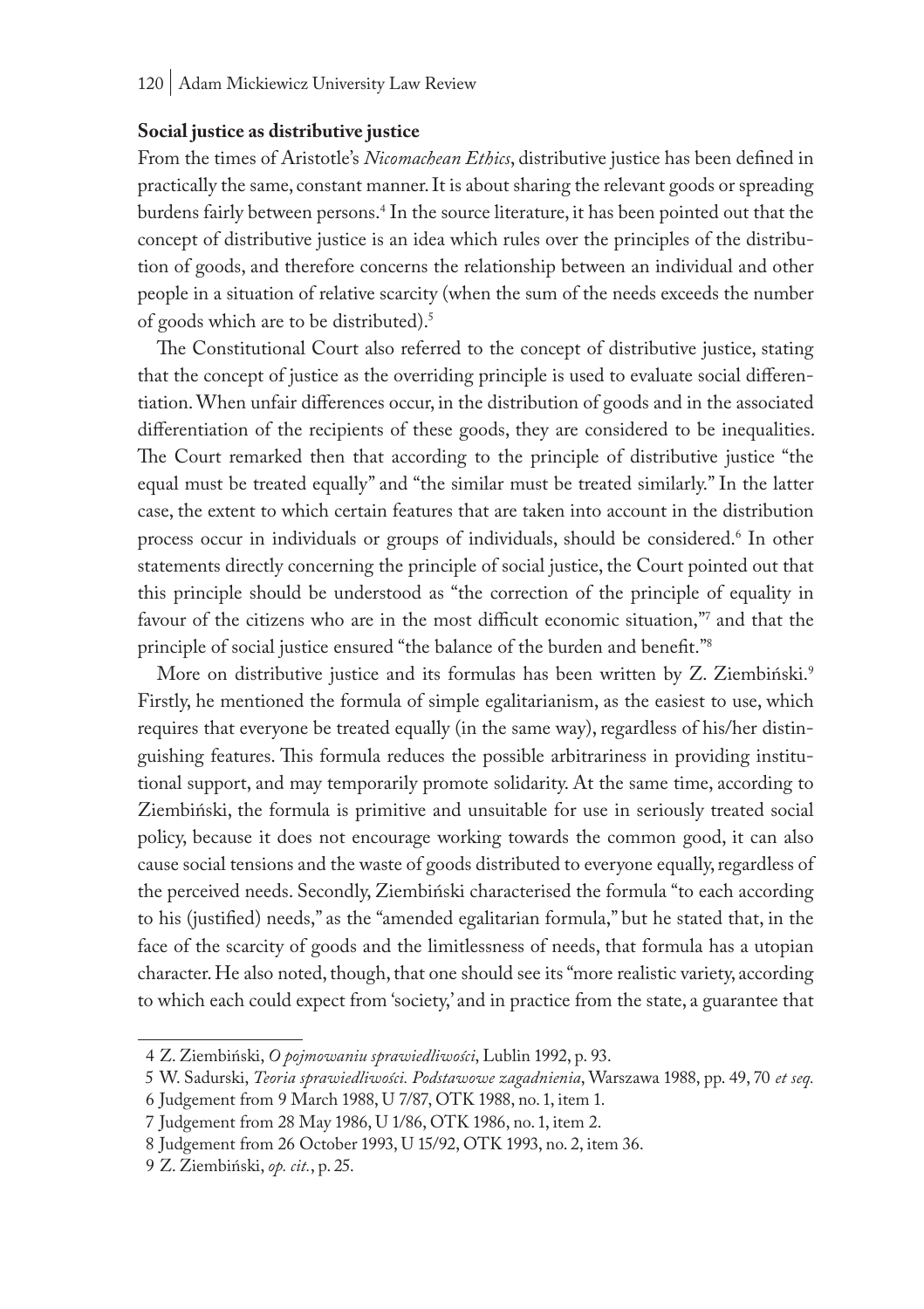**Social justice as distributive justice**

From the times of Aristotle's *Nicomachean Ethics*, distributive justice has been defined in practically the same, constant manner. It is about sharing the relevant goods or spreading burdens fairly between persons.[4] In the source literature, it has been pointed out that the concept of distributive justice is an idea which rules over the principles of the distribution of goods, and therefore concerns the relationship between an individual and other people in a situation of relative scarcity (when the sum of the needs exceeds the number of goods which are to be distributed).[5]

The Constitutional Court also referred to the concept of distributive justice, stating that the concept of justice as the overriding principle is used to evaluate social differentiation. When unfair differences occur, in the distribution of goods and in the associated differentiation of the recipients of these goods, they are considered to be inequalities. The Court remarked then that according to the principle of distributive justice "the equal must be treated equally" and "the similar must be treated similarly." In the latter case, the extent to which certain features that are taken into account in the distribution process occur in individuals or groups of individuals, should be considered.[6] In other statements directly concerning the principle of social justice, the Court pointed out that this principle should be understood as "the correction of the principle of equality in favour of the citizens who are in the most difficult economic situation,"[7] and that the principle of social justice ensured "the balance of the burden and benefit."[8]

More on distributive justice and its formulas has been written by Z. Ziembiński.[9] Firstly, he mentioned the formula of simple egalitarianism, as the easiest to use, which requires that everyone be treated equally (in the same way), regardless of his/her distinguishing features. This formula reduces the possible arbitrariness in providing institutional support, and may temporarily promote solidarity. At the same time, according to Ziembiński, the formula is primitive and unsuitable for use in seriously treated social policy, because it does not encourage working towards the common good, it can also cause social tensions and the waste of goods distributed to everyone equally, regardless of the perceived needs. Secondly, Ziembiński characterised the formula "to each according to his (justified) needs," as the "amended egalitarian formula," but he stated that, in the face of the scarcity of goods and the limitlessness of needs, that formula has a utopian character. He also noted, though, that one should see its "more realistic variety, according to which each could expect from 'society,' and in practice from the state, a guarantee that

---

4 Z. Ziembiński, *O pojmowaniu sprawiedliwości*, Lublin 1992, p. 93.

5 W. Sadurski, *Teoria sprawiedliwości. Podstawowe zagadnienia*, Warszawa 1988, pp. 49, 70 *et seq.*

6 Judgement from 9 March 1988, U 7/87, OTK 1988, no. 1, item 1.

7 Judgement from 28 May 1986, U 1/86, OTK 1986, no. 1, item 2.

8 Judgement from 26 October 1993, U 15/92, OTK 1993, no. 2, item 36.

9 Z. Ziembiński, *op. cit.*, p. 25.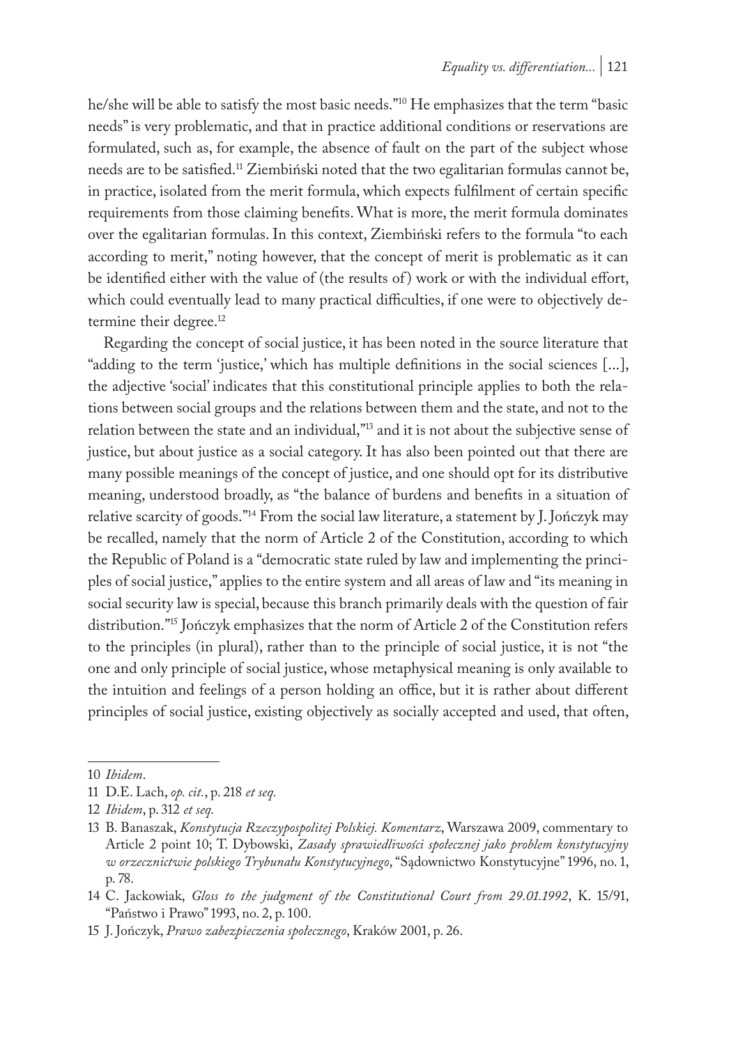he/she will be able to satisfy the most basic needs."[10] He emphasizes that the term "basic needs" is very problematic, and that in practice additional conditions or reservations are formulated, such as, for example, the absence of fault on the part of the subject whose needs are to be satisfied.[11] Ziembiński noted that the two egalitarian formulas cannot be, in practice, isolated from the merit formula, which expects fulfilment of certain specific requirements from those claiming benefits. What is more, the merit formula dominates over the egalitarian formulas. In this context, Ziembiński refers to the formula "to each according to merit," noting however, that the concept of merit is problematic as it can be identified either with the value of (the results of) work or with the individual effort, which could eventually lead to many practical difficulties, if one were to objectively determine their degree.[12]

Regarding the concept of social justice, it has been noted in the source literature that "adding to the term 'justice,' which has multiple definitions in the social sciences [...], the adjective 'social' indicates that this constitutional principle applies to both the relations between social groups and the relations between them and the state, and not to the relation between the state and an individual,"[13] and it is not about the subjective sense of justice, but about justice as a social category. It has also been pointed out that there are many possible meanings of the concept of justice, and one should opt for its distributive meaning, understood broadly, as "the balance of burdens and benefits in a situation of relative scarcity of goods."[14] From the social law literature, a statement by J. Jończyk may be recalled, namely that the norm of Article 2 of the Constitution, according to which the Republic of Poland is a "democratic state ruled by law and implementing the principles of social justice," applies to the entire system and all areas of law and "its meaning in social security law is special, because this branch primarily deals with the question of fair distribution."[15] Jończyk emphasizes that the norm of Article 2 of the Constitution refers to the principles (in plural), rather than to the principle of social justice, it is not "the one and only principle of social justice, whose metaphysical meaning is only available to the intuition and feelings of a person holding an office, but it is rather about different principles of social justice, existing objectively as socially accepted and used, that often,

---

10 *Ibidem*.

11 D.E. Lach, *op. cit.*, p. 218 *et seq.*

12 *Ibidem*, p. 312 *et seq.*

13 B. Banaszak, *Konstytucja Rzeczypospolitej Polskiej. Komentarz*, Warszawa 2009, commentary to Article 2 point 10; T. Dybowski, *Zasady sprawiedliwości społecznej jako problem konstytucyjny w orzecznictwie polskiego Trybunału Konstytucyjnego*, "Sądownictwo Konstytucyjne" 1996, no. 1, p. 78.

14 C. Jackowiak, *Gloss to the judgment of the Constitutional Court from 29.01.1992*, K. 15/91, "Państwo i Prawo" 1993, no. 2, p. 100.

15 J. Jończyk, *Prawo zabezpieczenia społecznego*, Kraków 2001, p. 26.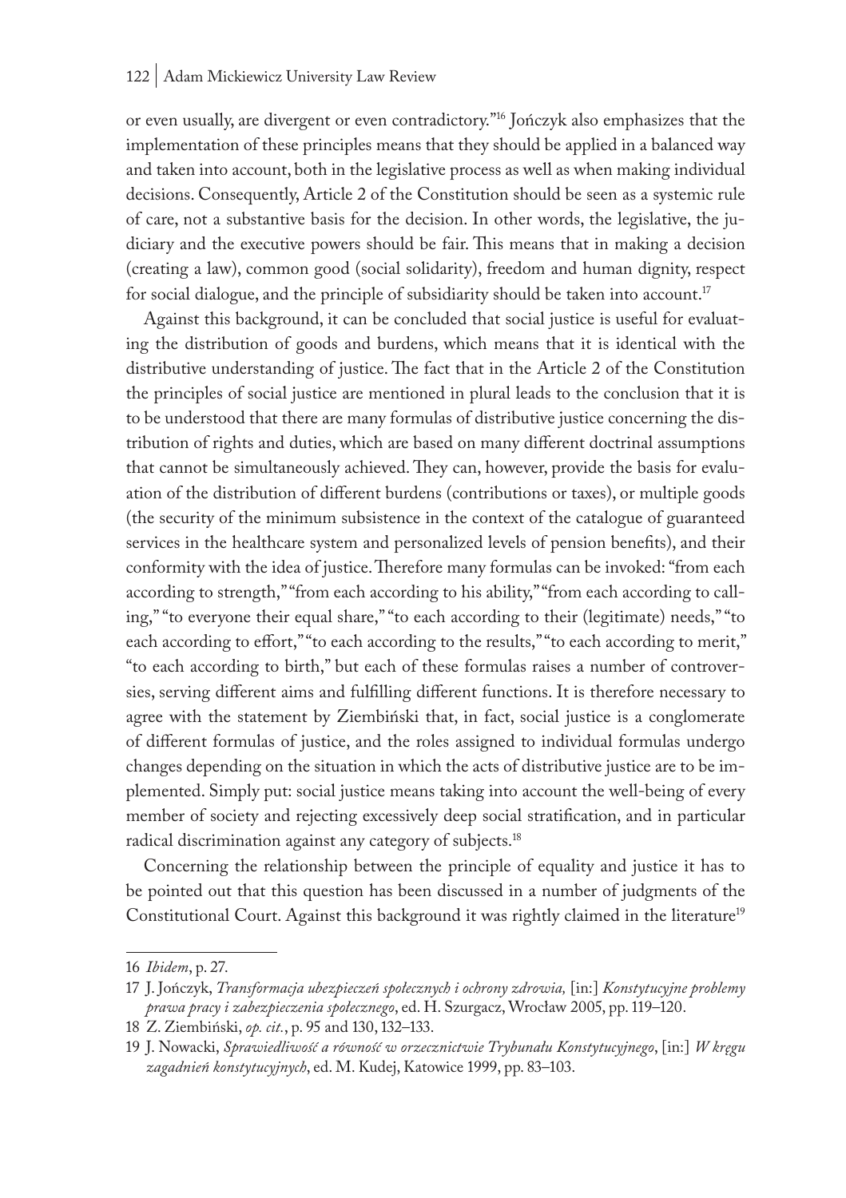or even usually, are divergent or even contradictory."[16] Jończyk also emphasizes that the implementation of these principles means that they should be applied in a balanced way and taken into account, both in the legislative process as well as when making individual decisions. Consequently, Article 2 of the Constitution should be seen as a systemic rule of care, not a substantive basis for the decision. In other words, the legislative, the judiciary and the executive powers should be fair. This means that in making a decision (creating a law), common good (social solidarity), freedom and human dignity, respect for social dialogue, and the principle of subsidiarity should be taken into account.[17]

Against this background, it can be concluded that social justice is useful for evaluating the distribution of goods and burdens, which means that it is identical with the distributive understanding of justice. The fact that in the Article 2 of the Constitution the principles of social justice are mentioned in plural leads to the conclusion that it is to be understood that there are many formulas of distributive justice concerning the distribution of rights and duties, which are based on many different doctrinal assumptions that cannot be simultaneously achieved. They can, however, provide the basis for evaluation of the distribution of different burdens (contributions or taxes), or multiple goods (the security of the minimum subsistence in the context of the catalogue of guaranteed services in the healthcare system and personalized levels of pension benefits), and their conformity with the idea of justice. Therefore many formulas can be invoked: "from each according to strength," "from each according to his ability," "from each according to calling," "to everyone their equal share," "to each according to their (legitimate) needs," "to each according to effort," "to each according to the results," "to each according to merit," "to each according to birth," but each of these formulas raises a number of controversies, serving different aims and fulfilling different functions. It is therefore necessary to agree with the statement by Ziembiński that, in fact, social justice is a conglomerate of different formulas of justice, and the roles assigned to individual formulas undergo changes depending on the situation in which the acts of distributive justice are to be implemented. Simply put: social justice means taking into account the well-being of every member of society and rejecting excessively deep social stratification, and in particular radical discrimination against any category of subjects.[18]

Concerning the relationship between the principle of equality and justice it has to be pointed out that this question has been discussed in a number of judgments of the Constitutional Court. Against this background it was rightly claimed in the literature[19]

---

16 *Ibidem*, p. 27.

17 J. Jończyk, *Transformacja ubezpieczeń społecznych i ochrony zdrowia,* [in:] *Konstytucyjne problemy prawa pracy i zabezpieczenia społecznego*, ed. H. Szurgacz, Wrocław 2005, pp. 119–120.

18 Z. Ziembiński, *op. cit.*, p. 95 and 130, 132–133.

19 J. Nowacki, *Sprawiedliwość a równość w orzecznictwie Trybunału Konstytucyjnego*, [in:] *W kręgu zagadnień konstytucyjnych*, ed. M. Kudej, Katowice 1999, pp. 83–103.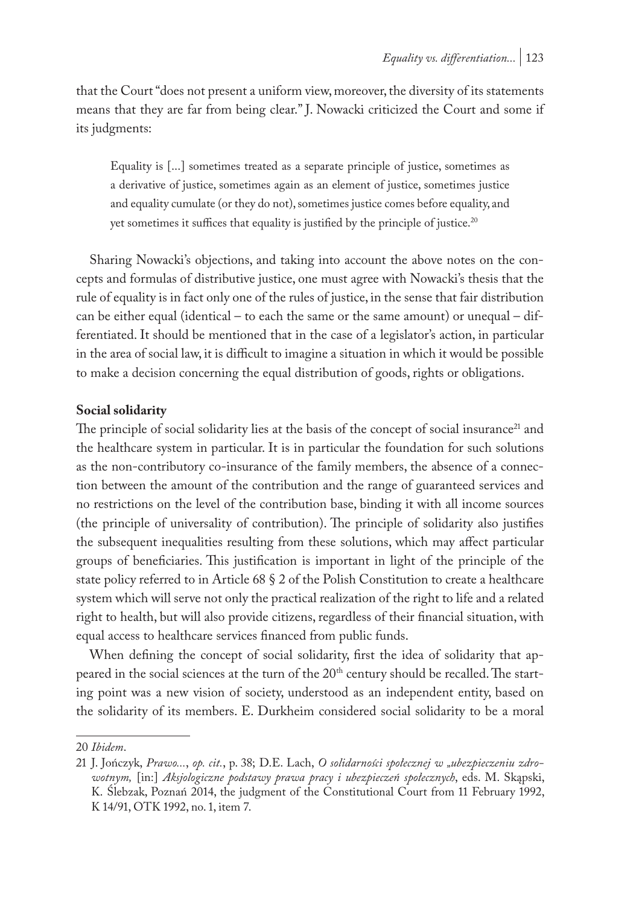that the Court "does not present a uniform view, moreover, the diversity of its statements means that they are far from being clear." J. Nowacki criticized the Court and some if its judgments:

> Equality is [...] sometimes treated as a separate principle of justice, sometimes as a derivative of justice, sometimes again as an element of justice, sometimes justice and equality cumulate (or they do not), sometimes justice comes before equality, and yet sometimes it suffices that equality is justified by the principle of justice.[20]

Sharing Nowacki's objections, and taking into account the above notes on the concepts and formulas of distributive justice, one must agree with Nowacki's thesis that the rule of equality is in fact only one of the rules of justice, in the sense that fair distribution can be either equal (identical – to each the same or the same amount) or unequal – differentiated. It should be mentioned that in the case of a legislator's action, in particular in the area of social law, it is difficult to imagine a situation in which it would be possible to make a decision concerning the equal distribution of goods, rights or obligations.

**Social solidarity**

The principle of social solidarity lies at the basis of the concept of social insurance[21] and the healthcare system in particular. It is in particular the foundation for such solutions as the non-contributory co-insurance of the family members, the absence of a connection between the amount of the contribution and the range of guaranteed services and no restrictions on the level of the contribution base, binding it with all income sources (the principle of universality of contribution). The principle of solidarity also justifies the subsequent inequalities resulting from these solutions, which may affect particular groups of beneficiaries. This justification is important in light of the principle of the state policy referred to in Article 68 § 2 of the Polish Constitution to create a healthcare system which will serve not only the practical realization of the right to life and a related right to health, but will also provide citizens, regardless of their financial situation, with equal access to healthcare services financed from public funds.

When defining the concept of social solidarity, first the idea of solidarity that appeared in the social sciences at the turn of the 20th century should be recalled. The starting point was a new vision of society, understood as an independent entity, based on the solidarity of its members. E. Durkheim considered social solidarity to be a moral

---

20 *Ibidem*.

21 J. Jończyk, *Prawo...*, *op. cit.*, p. 38; D.E. Lach, *O solidarności społecznej w „ubezpieczeniu zdrowotnym,* [in:] *Aksjologiczne podstawy prawa pracy i ubezpieczeń społecznych*, eds. M. Skąpski, K. Ślebzak, Poznań 2014, the judgment of the Constitutional Court from 11 February 1992, K 14/91, OTK 1992, no. 1, item 7.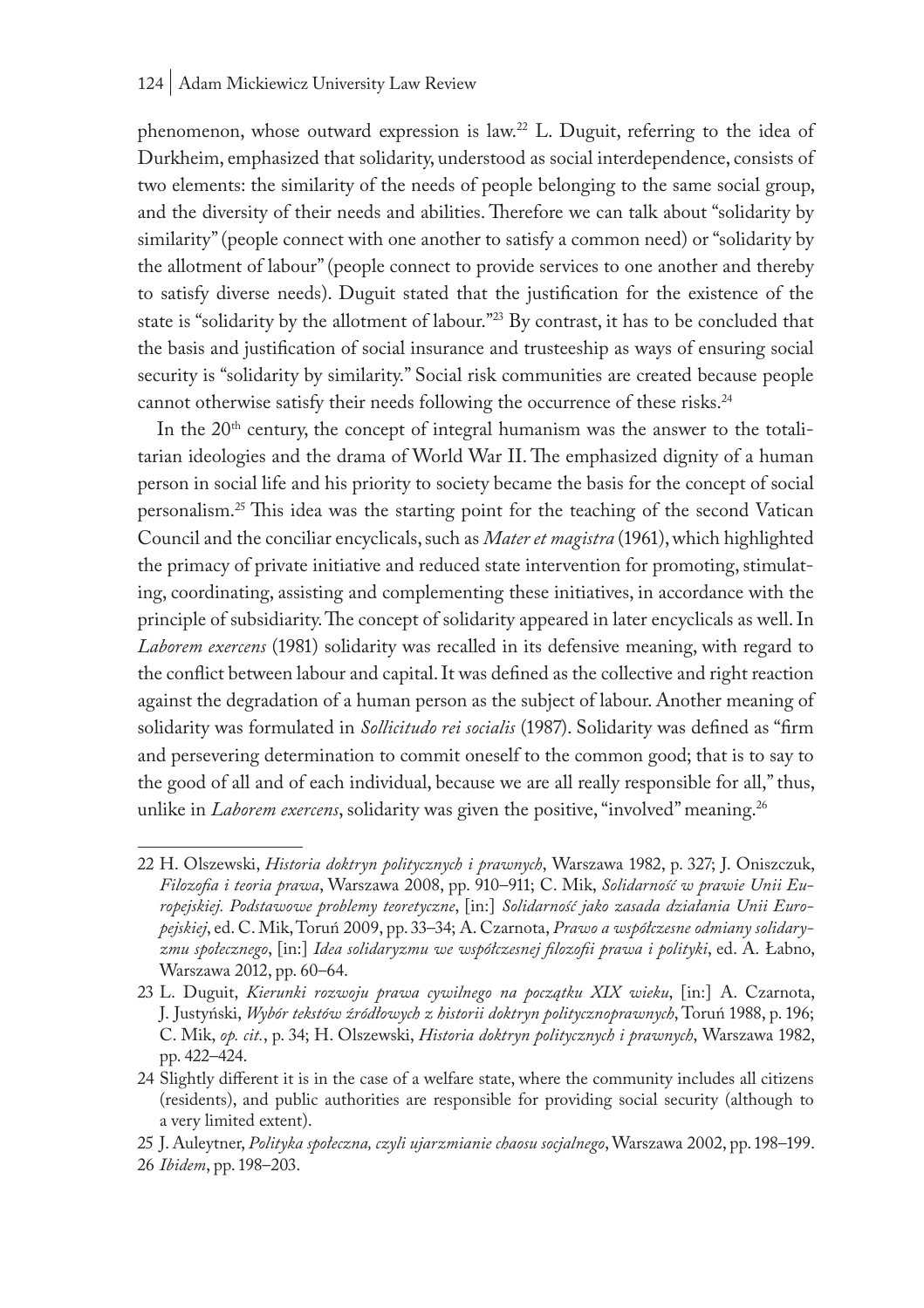phenomenon, whose outward expression is law.[22] L. Duguit, referring to the idea of Durkheim, emphasized that solidarity, understood as social interdependence, consists of two elements: the similarity of the needs of people belonging to the same social group, and the diversity of their needs and abilities. Therefore we can talk about "solidarity by similarity" (people connect with one another to satisfy a common need) or "solidarity by the allotment of labour" (people connect to provide services to one another and thereby to satisfy diverse needs). Duguit stated that the justification for the existence of the state is "solidarity by the allotment of labour."[23] By contrast, it has to be concluded that the basis and justification of social insurance and trusteeship as ways of ensuring social security is "solidarity by similarity." Social risk communities are created because people cannot otherwise satisfy their needs following the occurrence of these risks.[24]

In the 20th century, the concept of integral humanism was the answer to the totalitarian ideologies and the drama of World War II. The emphasized dignity of a human person in social life and his priority to society became the basis for the concept of social personalism.[25] This idea was the starting point for the teaching of the second Vatican Council and the conciliar encyclicals, such as *Mater et magistra* (1961), which highlighted the primacy of private initiative and reduced state intervention for promoting, stimulating, coordinating, assisting and complementing these initiatives, in accordance with the principle of subsidiarity. The concept of solidarity appeared in later encyclicals as well. In *Laborem exercens* (1981) solidarity was recalled in its defensive meaning, with regard to the conflict between labour and capital. It was defined as the collective and right reaction against the degradation of a human person as the subject of labour. Another meaning of solidarity was formulated in *Sollicitudo rei socialis* (1987). Solidarity was defined as "firm and persevering determination to commit oneself to the common good; that is to say to the good of all and of each individual, because we are all really responsible for all," thus, unlike in *Laborem exercens*, solidarity was given the positive, "involved" meaning.[26]

---

22 H. Olszewski, *Historia doktryn politycznych i prawnych*, Warszawa 1982, p. 327; J. Oniszczuk, *Filozofia i teoria prawa*, Warszawa 2008, pp. 910–911; C. Mik, *Solidarność w prawie Unii Europejskiej. Podstawowe problemy teoretyczne*, [in:] *Solidarność jako zasada działania Unii Europejskiej*, ed. C. Mik, Toruń 2009, pp. 33–34; A. Czarnota, *Prawo a współczesne odmiany solidaryzmu społecznego*, [in:] *Idea solidaryzmu we współczesnej filozofii prawa i polityki*, ed. A. Łabno, Warszawa 2012, pp. 60–64.

23 L. Duguit, *Kierunki rozwoju prawa cywilnego na początku XIX wieku*, [in:] A. Czarnota, J. Justyński, *Wybór tekstów źródłowych z historii doktryn politycznoprawnych*, Toruń 1988, p. 196; C. Mik, *op. cit.*, p. 34; H. Olszewski, *Historia doktryn politycznych i prawnych*, Warszawa 1982, pp. 422–424.

24 Slightly different it is in the case of a welfare state, where the community includes all citizens (residents), and public authorities are responsible for providing social security (although to a very limited extent).

25 J. Auleytner, *Polityka społeczna, czyli ujarzmianie chaosu socjalnego*, Warszawa 2002, pp. 198–199.

26 *Ibidem*, pp. 198–203.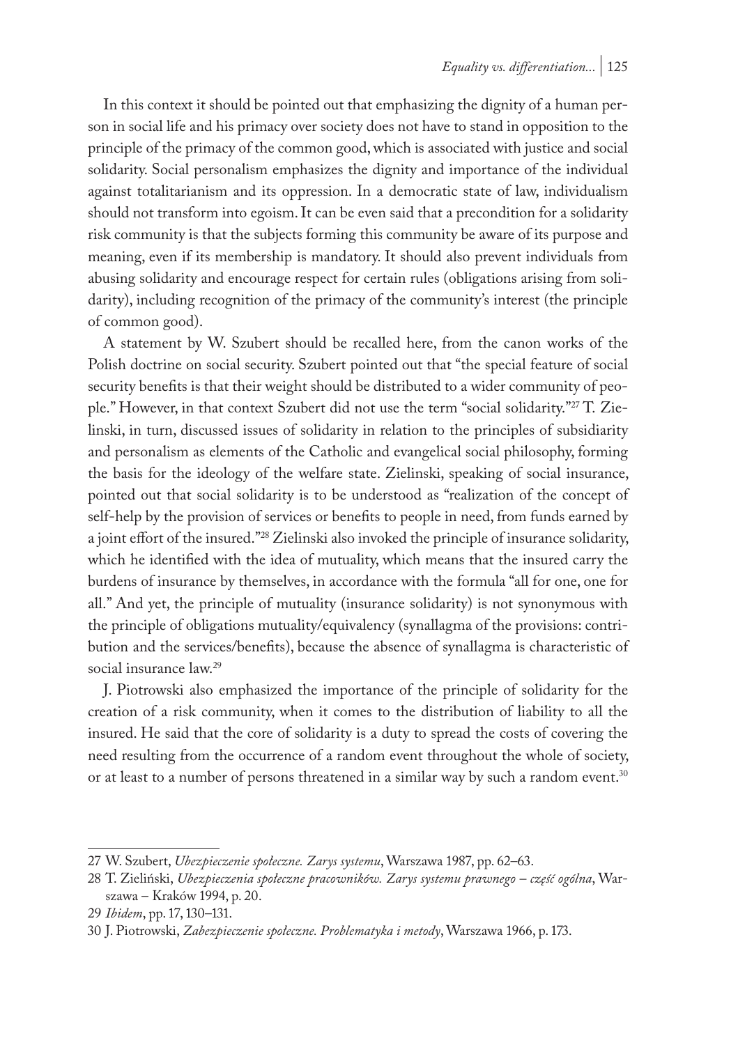In this context it should be pointed out that emphasizing the dignity of a human person in social life and his primacy over society does not have to stand in opposition to the principle of the primacy of the common good, which is associated with justice and social solidarity. Social personalism emphasizes the dignity and importance of the individual against totalitarianism and its oppression. In a democratic state of law, individualism should not transform into egoism. It can be even said that a precondition for a solidarity risk community is that the subjects forming this community be aware of its purpose and meaning, even if its membership is mandatory. It should also prevent individuals from abusing solidarity and encourage respect for certain rules (obligations arising from solidarity), including recognition of the primacy of the community's interest (the principle of common good).

A statement by W. Szubert should be recalled here, from the canon works of the Polish doctrine on social security. Szubert pointed out that "the special feature of social security benefits is that their weight should be distributed to a wider community of people." However, in that context Szubert did not use the term "social solidarity."[27] T. Zielinski, in turn, discussed issues of solidarity in relation to the principles of subsidiarity and personalism as elements of the Catholic and evangelical social philosophy, forming the basis for the ideology of the welfare state. Zielinski, speaking of social insurance, pointed out that social solidarity is to be understood as "realization of the concept of self-help by the provision of services or benefits to people in need, from funds earned by a joint effort of the insured."[28] Zielinski also invoked the principle of insurance solidarity, which he identified with the idea of mutuality, which means that the insured carry the burdens of insurance by themselves, in accordance with the formula "all for one, one for all." And yet, the principle of mutuality (insurance solidarity) is not synonymous with the principle of obligations mutuality/equivalency (synallagma of the provisions: contribution and the services/benefits), because the absence of synallagma is characteristic of social insurance law.[29]

J. Piotrowski also emphasized the importance of the principle of solidarity for the creation of a risk community, when it comes to the distribution of liability to all the insured. He said that the core of solidarity is a duty to spread the costs of covering the need resulting from the occurrence of a random event throughout the whole of society, or at least to a number of persons threatened in a similar way by such a random event.[30]

---

27 W. Szubert, *Ubezpieczenie społeczne. Zarys systemu*, Warszawa 1987, pp. 62–63.

28 T. Zieliński, *Ubezpieczenia społeczne pracowników. Zarys systemu prawnego – część ogólna*, Warszawa – Kraków 1994, p. 20.

29 *Ibidem*, pp. 17, 130–131.

30 J. Piotrowski, *Zabezpieczenie społeczne. Problematyka i metody*, Warszawa 1966, p. 173.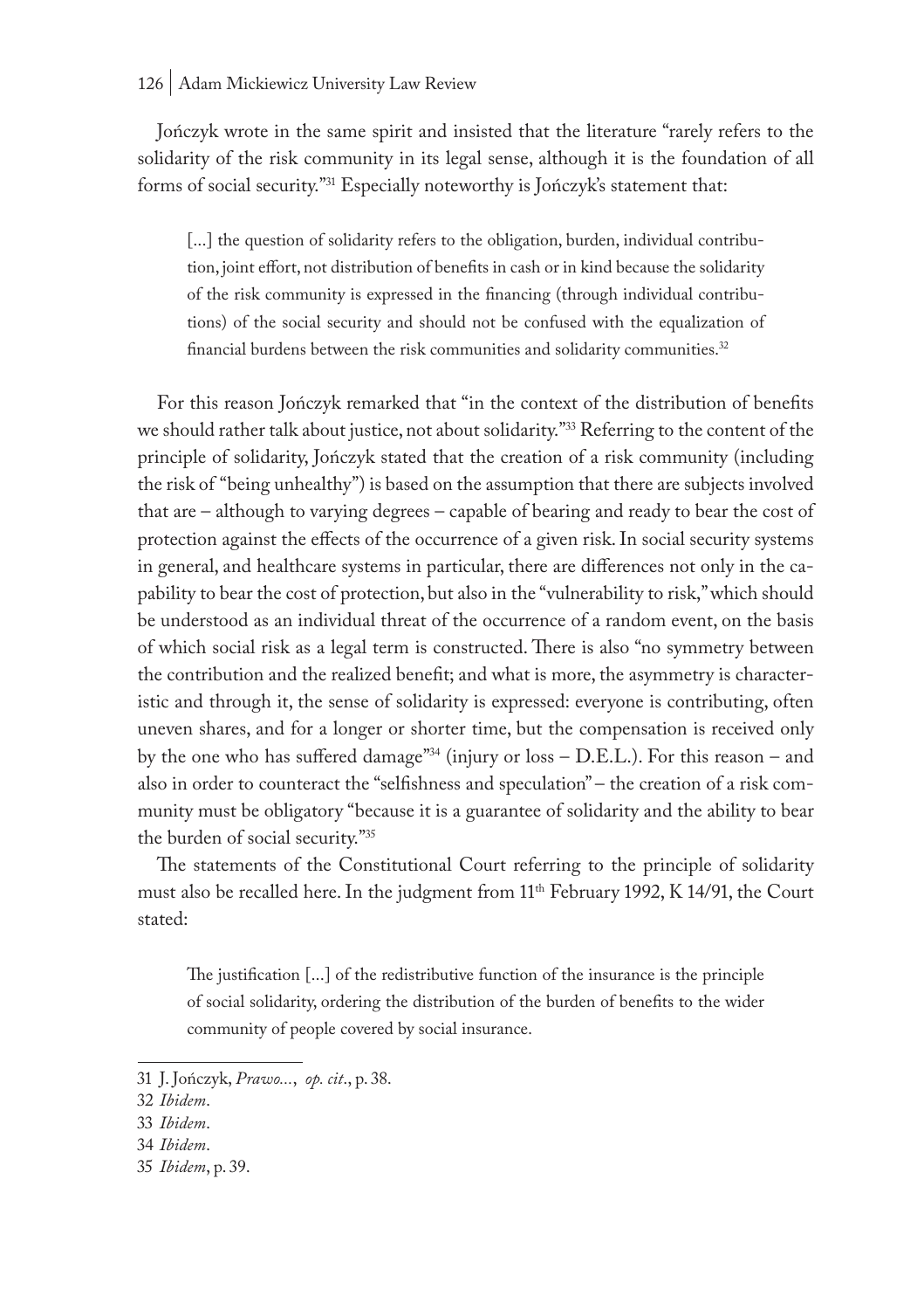Jończyk wrote in the same spirit and insisted that the literature "rarely refers to the solidarity of the risk community in its legal sense, although it is the foundation of all forms of social security."[31] Especially noteworthy is Jończyk's statement that:

> [...] the question of solidarity refers to the obligation, burden, individual contribution, joint effort, not distribution of benefits in cash or in kind because the solidarity of the risk community is expressed in the financing (through individual contributions) of the social security and should not be confused with the equalization of financial burdens between the risk communities and solidarity communities.[32]

For this reason Jończyk remarked that "in the context of the distribution of benefits we should rather talk about justice, not about solidarity."[33] Referring to the content of the principle of solidarity, Jończyk stated that the creation of a risk community (including the risk of "being unhealthy") is based on the assumption that there are subjects involved that are – although to varying degrees – capable of bearing and ready to bear the cost of protection against the effects of the occurrence of a given risk. In social security systems in general, and healthcare systems in particular, there are differences not only in the capability to bear the cost of protection, but also in the "vulnerability to risk," which should be understood as an individual threat of the occurrence of a random event, on the basis of which social risk as a legal term is constructed. There is also "no symmetry between the contribution and the realized benefit; and what is more, the asymmetry is characteristic and through it, the sense of solidarity is expressed: everyone is contributing, often uneven shares, and for a longer or shorter time, but the compensation is received only by the one who has suffered damage"[34] (injury or loss – D.E.L.). For this reason – and also in order to counteract the "selfishness and speculation" – the creation of a risk community must be obligatory "because it is a guarantee of solidarity and the ability to bear the burden of social security."[35]

The statements of the Constitutional Court referring to the principle of solidarity must also be recalled here. In the judgment from 11th February 1992, K 14/91, the Court stated:

> The justification [...] of the redistributive function of the insurance is the principle of social solidarity, ordering the distribution of the burden of benefits to the wider community of people covered by social insurance.

---

31 J. Jończyk, *Prawo...*, *op. cit*., p. 38.

32 *Ibidem*.

33 *Ibidem*.

34 *Ibidem*.

35 *Ibidem*, p. 39.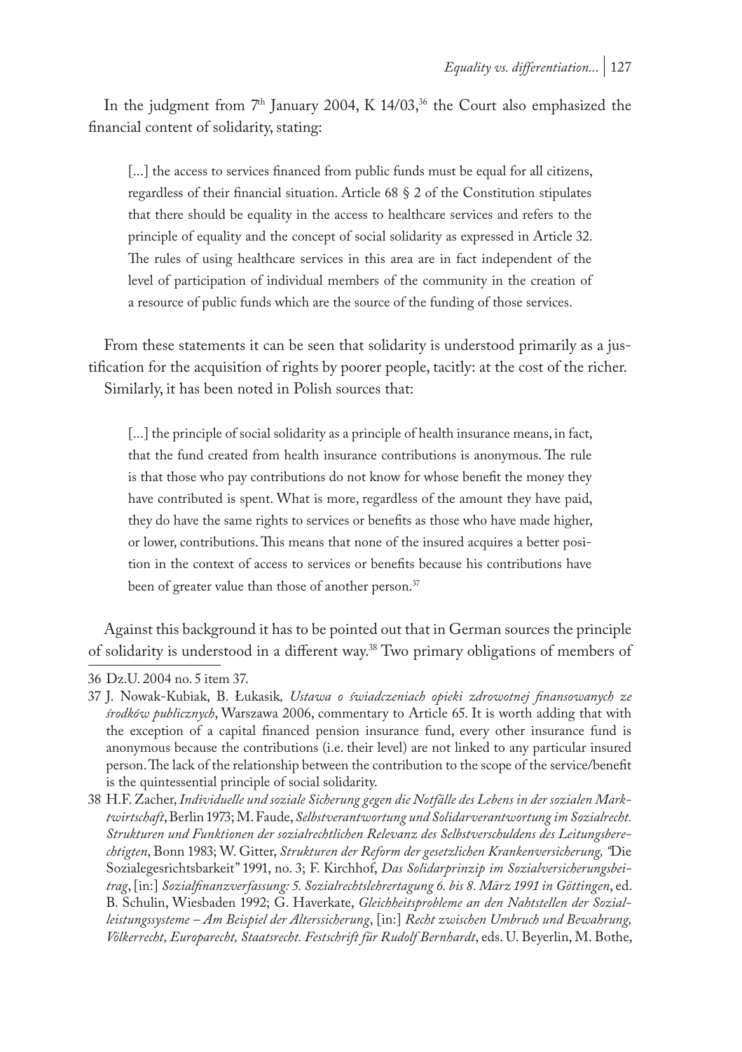In the judgment from 7th January 2004, K 14/03,[36] the Court also emphasized the financial content of solidarity, stating:

> [...] the access to services financed from public funds must be equal for all citizens, regardless of their financial situation. Article 68 § 2 of the Constitution stipulates that there should be equality in the access to healthcare services and refers to the principle of equality and the concept of social solidarity as expressed in Article 32. The rules of using healthcare services in this area are in fact independent of the level of participation of individual members of the community in the creation of a resource of public funds which are the source of the funding of those services.

From these statements it can be seen that solidarity is understood primarily as a justification for the acquisition of rights by poorer people, tacitly: at the cost of the richer.

Similarly, it has been noted in Polish sources that:

> [...] the principle of social solidarity as a principle of health insurance means, in fact, that the fund created from health insurance contributions is anonymous. The rule is that those who pay contributions do not know for whose benefit the money they have contributed is spent. What is more, regardless of the amount they have paid, they do have the same rights to services or benefits as those who have made higher, or lower, contributions. This means that none of the insured acquires a better position in the context of access to services or benefits because his contributions have been of greater value than those of another person.[37]

Against this background it has to be pointed out that in German sources the principle of solidarity is understood in a different way.[38] Two primary obligations of members of

---

36 Dz.U. 2004 no. 5 item 37.

37 J. Nowak-Kubiak, B. Łukasik, *Ustawa o świadczeniach opieki zdrowotnej finansowanych ze środków publicznych*, Warszawa 2006, commentary to Article 65. It is worth adding that with the exception of a capital financed pension insurance fund, every other insurance fund is anonymous because the contributions (i.e. their level) are not linked to any particular insured person. The lack of the relationship between the contribution to the scope of the service/benefit is the quintessential principle of social solidarity.

38 H.F. Zacher, *Individuelle und soziale Sicherung gegen die Notfälle des Lebens in der sozialen Marktwirtschaft*, Berlin 1973; M. Faude, *Selbstverantwortung und Solidarverantwortung im Sozialrecht. Strukturen und Funktionen der sozialrechtlichen Relevanz des Selbstverschuldens des Leitungsberechtigten*, Bonn 1983; W. Gitter, *Strukturen der Reform der gesetzlichen Krankenversicherung,* "Die Sozialegesrichtsbarkeit" 1991, no. 3; F. Kirchhof, *Das Solidarprinzip im Sozialversicherungsbeitrag*, [in:] *Sozialfinanzverfassung: 5. Sozialrechtslehrertagung 6. bis 8. März 1991 in Göttingen*, ed. B. Schulin, Wiesbaden 1992; G. Haverkate, *Gleichheitsprobleme an den Nahtstellen der Sozialleistungssysteme – Am Beispiel der Alterssicherung*, [in:] *Recht zwischen Umbruch und Bewahrung, Völkerrecht, Europarecht, Staatsrecht. Festschrift für Rudolf Bernhardt*, eds. U. Beyerlin, M. Bothe,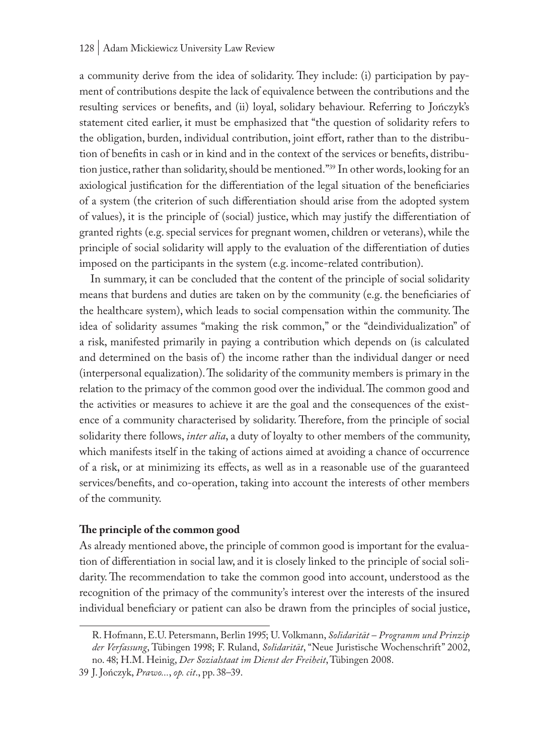a community derive from the idea of solidarity. They include: (i) participation by payment of contributions despite the lack of equivalence between the contributions and the resulting services or benefits, and (ii) loyal, solidary behaviour. Referring to Jończyk's statement cited earlier, it must be emphasized that "the question of solidarity refers to the obligation, burden, individual contribution, joint effort, rather than to the distribution of benefits in cash or in kind and in the context of the services or benefits, distribution justice, rather than solidarity, should be mentioned."[39] In other words, looking for an axiological justification for the differentiation of the legal situation of the beneficiaries of a system (the criterion of such differentiation should arise from the adopted system of values), it is the principle of (social) justice, which may justify the differentiation of granted rights (e.g. special services for pregnant women, children or veterans), while the principle of social solidarity will apply to the evaluation of the differentiation of duties imposed on the participants in the system (e.g. income-related contribution).

In summary, it can be concluded that the content of the principle of social solidarity means that burdens and duties are taken on by the community (e.g. the beneficiaries of the healthcare system), which leads to social compensation within the community. The idea of solidarity assumes "making the risk common," or the "deindividualization" of a risk, manifested primarily in paying a contribution which depends on (is calculated and determined on the basis of) the income rather than the individual danger or need (interpersonal equalization). The solidarity of the community members is primary in the relation to the primacy of the common good over the individual. The common good and the activities or measures to achieve it are the goal and the consequences of the existence of a community characterised by solidarity. Therefore, from the principle of social solidarity there follows, *inter alia*, a duty of loyalty to other members of the community, which manifests itself in the taking of actions aimed at avoiding a chance of occurrence of a risk, or at minimizing its effects, as well as in a reasonable use of the guaranteed services/benefits, and co-operation, taking into account the interests of other members of the community.

**The principle of the common good**

As already mentioned above, the principle of common good is important for the evaluation of differentiation in social law, and it is closely linked to the principle of social solidarity. The recommendation to take the common good into account, understood as the recognition of the primacy of the community's interest over the interests of the insured individual beneficiary or patient can also be drawn from the principles of social justice,

---

R. Hofmann, E.U. Petersmann, Berlin 1995; U. Volkmann, *Solidarität – Programm und Prinzip der Verfassung*, Tübingen 1998; F. Ruland, *Solidarität*, "Neue Juristische Wochenschrift" 2002, no. 48; H.M. Heinig, *Der Sozialstaat im Dienst der Freiheit*, Tübingen 2008.

39 J. Jończyk, *Prawo...*, *op. cit*., pp. 38–39.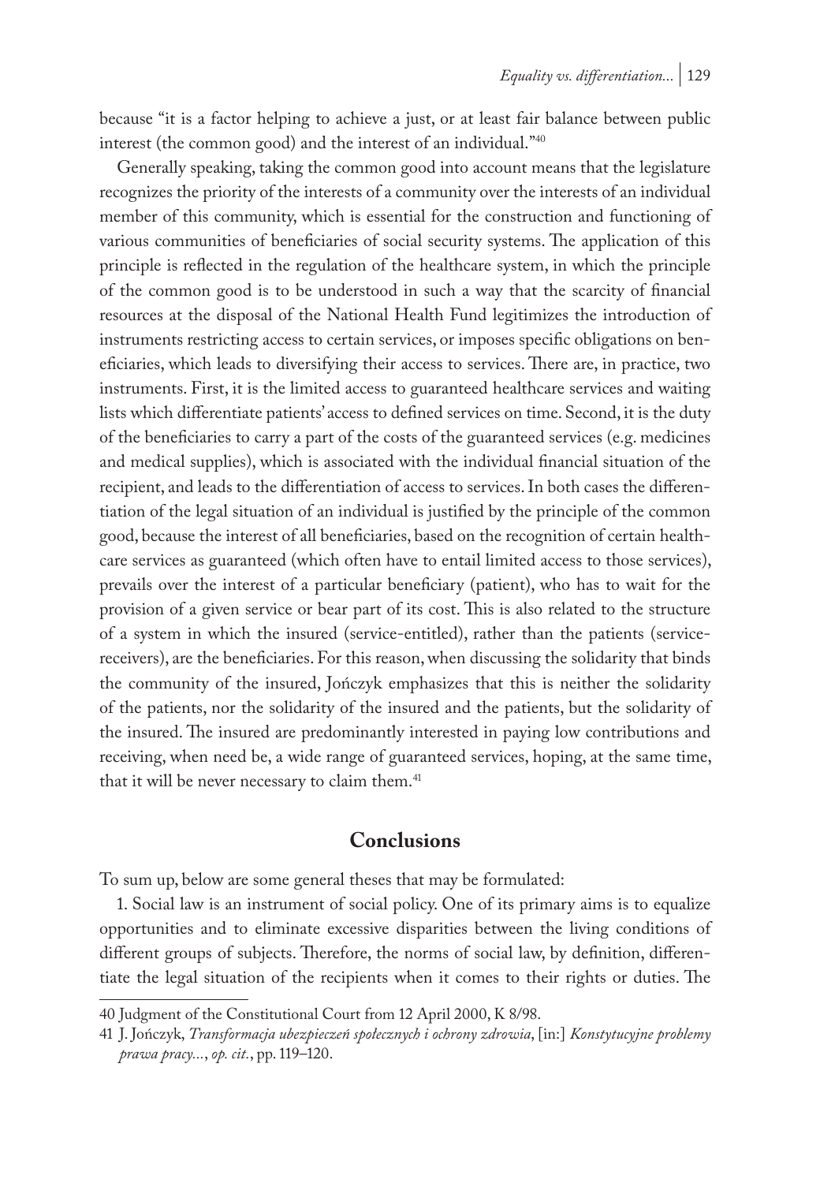because "it is a factor helping to achieve a just, or at least fair balance between public interest (the common good) and the interest of an individual."[40]

Generally speaking, taking the common good into account means that the legislature recognizes the priority of the interests of a community over the interests of an individual member of this community, which is essential for the construction and functioning of various communities of beneficiaries of social security systems. The application of this principle is reflected in the regulation of the healthcare system, in which the principle of the common good is to be understood in such a way that the scarcity of financial resources at the disposal of the National Health Fund legitimizes the introduction of instruments restricting access to certain services, or imposes specific obligations on beneficiaries, which leads to diversifying their access to services. There are, in practice, two instruments. First, it is the limited access to guaranteed healthcare services and waiting lists which differentiate patients' access to defined services on time. Second, it is the duty of the beneficiaries to carry a part of the costs of the guaranteed services (e.g. medicines and medical supplies), which is associated with the individual financial situation of the recipient, and leads to the differentiation of access to services. In both cases the differentiation of the legal situation of an individual is justified by the principle of the common good, because the interest of all beneficiaries, based on the recognition of certain healthcare services as guaranteed (which often have to entail limited access to those services), prevails over the interest of a particular beneficiary (patient), who has to wait for the provision of a given service or bear part of its cost. This is also related to the structure of a system in which the insured (service-entitled), rather than the patients (service-receivers), are the beneficiaries. For this reason, when discussing the solidarity that binds the community of the insured, Jończyk emphasizes that this is neither the solidarity of the patients, nor the solidarity of the insured and the patients, but the solidarity of the insured. The insured are predominantly interested in paying low contributions and receiving, when need be, a wide range of guaranteed services, hoping, at the same time, that it will be never necessary to claim them.[41]

## Conclusions

To sum up, below are some general theses that may be formulated:

1. Social law is an instrument of social policy. One of its primary aims is to equalize opportunities and to eliminate excessive disparities between the living conditions of different groups of subjects. Therefore, the norms of social law, by definition, differentiate the legal situation of the recipients when it comes to their rights or duties. The

---

40 Judgment of the Constitutional Court from 12 April 2000, K 8/98.

41 J. Jończyk, *Transformacja ubezpieczeń społecznych i ochrony zdrowia*, [in:] *Konstytucyjne problemy prawa pracy...*, *op. cit.*, pp. 119–120.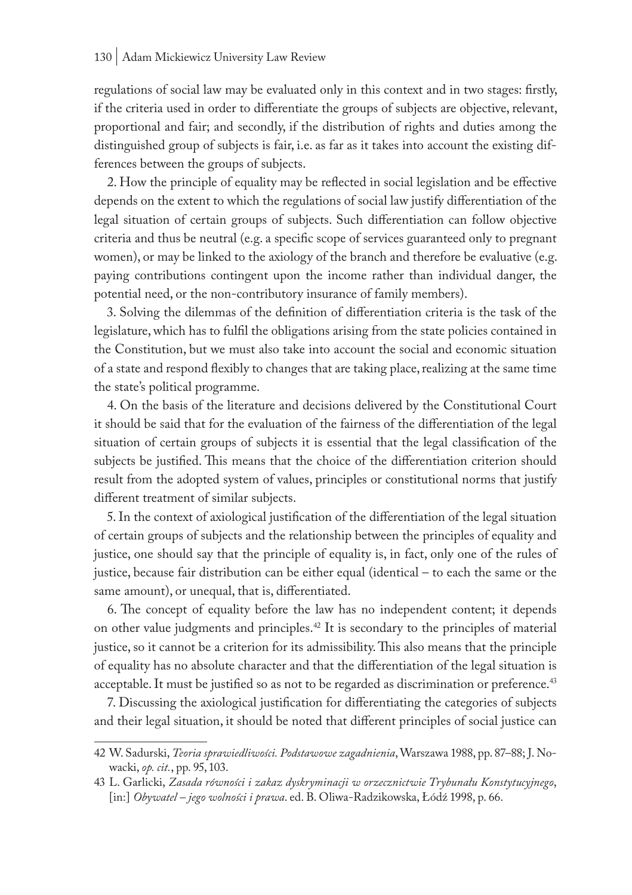regulations of social law may be evaluated only in this context and in two stages: firstly, if the criteria used in order to differentiate the groups of subjects are objective, relevant, proportional and fair; and secondly, if the distribution of rights and duties among the distinguished group of subjects is fair, i.e. as far as it takes into account the existing differences between the groups of subjects.

2. How the principle of equality may be reflected in social legislation and be effective depends on the extent to which the regulations of social law justify differentiation of the legal situation of certain groups of subjects. Such differentiation can follow objective criteria and thus be neutral (e.g. a specific scope of services guaranteed only to pregnant women), or may be linked to the axiology of the branch and therefore be evaluative (e.g. paying contributions contingent upon the income rather than individual danger, the potential need, or the non-contributory insurance of family members).

3. Solving the dilemmas of the definition of differentiation criteria is the task of the legislature, which has to fulfil the obligations arising from the state policies contained in the Constitution, but we must also take into account the social and economic situation of a state and respond flexibly to changes that are taking place, realizing at the same time the state's political programme.

4. On the basis of the literature and decisions delivered by the Constitutional Court it should be said that for the evaluation of the fairness of the differentiation of the legal situation of certain groups of subjects it is essential that the legal classification of the subjects be justified. This means that the choice of the differentiation criterion should result from the adopted system of values, principles or constitutional norms that justify different treatment of similar subjects.

5. In the context of axiological justification of the differentiation of the legal situation of certain groups of subjects and the relationship between the principles of equality and justice, one should say that the principle of equality is, in fact, only one of the rules of justice, because fair distribution can be either equal (identical – to each the same or the same amount), or unequal, that is, differentiated.

6. The concept of equality before the law has no independent content; it depends on other value judgments and principles.[42] It is secondary to the principles of material justice, so it cannot be a criterion for its admissibility. This also means that the principle of equality has no absolute character and that the differentiation of the legal situation is acceptable. It must be justified so as not to be regarded as discrimination or preference.[43]

7. Discussing the axiological justification for differentiating the categories of subjects and their legal situation, it should be noted that different principles of social justice can

---

42 W. Sadurski, *Teoria sprawiedliwości. Podstawowe zagadnienia*, Warszawa 1988, pp. 87–88; J. Nowacki, *op. cit.*, pp. 95, 103.

43 L. Garlicki, *Zasada równości i zakaz dyskryminacji w orzecznictwie Trybunału Konstytucyjnego*, [in:] *Obywatel – jego wolności i prawa*. ed. B. Oliwa-Radzikowska, Łódź 1998, p. 66.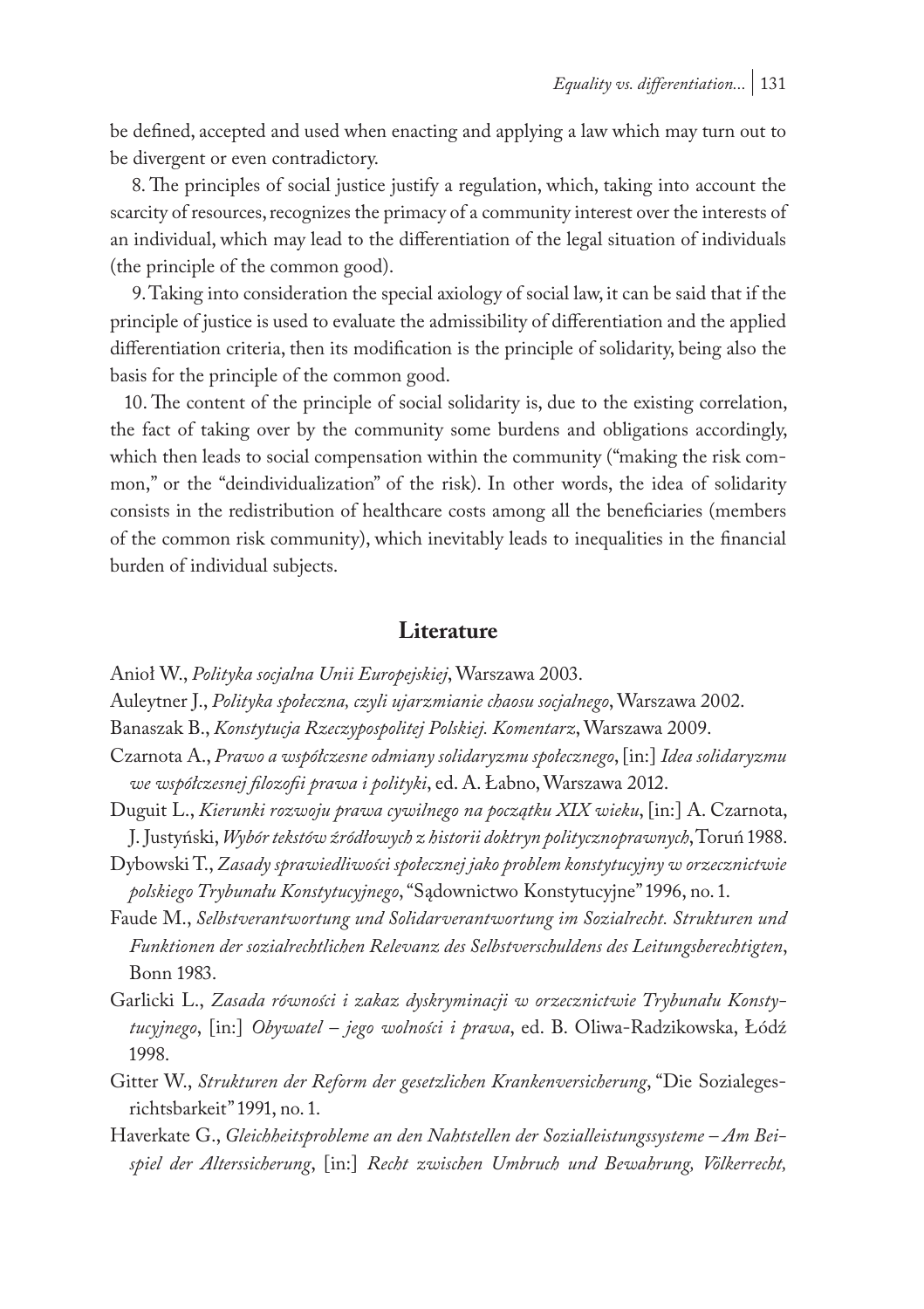be defined, accepted and used when enacting and applying a law which may turn out to be divergent or even contradictory.

8. The principles of social justice justify a regulation, which, taking into account the scarcity of resources, recognizes the primacy of a community interest over the interests of an individual, which may lead to the differentiation of the legal situation of individuals (the principle of the common good).

9. Taking into consideration the special axiology of social law, it can be said that if the principle of justice is used to evaluate the admissibility of differentiation and the applied differentiation criteria, then its modification is the principle of solidarity, being also the basis for the principle of the common good.

10. The content of the principle of social solidarity is, due to the existing correlation, the fact of taking over by the community some burdens and obligations accordingly, which then leads to social compensation within the community ("making the risk common," or the "deindividualization" of the risk). In other words, the idea of solidarity consists in the redistribution of healthcare costs among all the beneficiaries (members of the common risk community), which inevitably leads to inequalities in the financial burden of individual subjects.

## Literature

Anioł W., *Polityka socjalna Unii Europejskiej*, Warszawa 2003.

Auleytner J., *Polityka społeczna, czyli ujarzmianie chaosu socjalnego*, Warszawa 2002.

Banaszak B., *Konstytucja Rzeczypospolitej Polskiej. Komentarz*, Warszawa 2009.

Czarnota A., *Prawo a współczesne odmiany solidaryzmu społecznego*, [in:] *Idea solidaryzmu we współczesnej filozofii prawa i polityki*, ed. A. Łabno, Warszawa 2012.

Duguit L., *Kierunki rozwoju prawa cywilnego na początku XIX wieku*, [in:] A. Czarnota, J. Justyński, *Wybór tekstów źródłowych z historii doktryn politycznoprawnych*, Toruń 1988.

Dybowski T., *Zasady sprawiedliwości społecznej jako problem konstytucyjny w orzecznictwie polskiego Trybunału Konstytucyjnego*, "Sądownictwo Konstytucyjne" 1996, no. 1.

Faude M., *Selbstverantwortung und Solidarverantwortung im Sozialrecht. Strukturen und Funktionen der sozialrechtlichen Relevanz des Selbstverschuldens des Leitungsberechtigten*, Bonn 1983.

Garlicki L., *Zasada równości i zakaz dyskryminacji w orzecznictwie Trybunału Konstytucyjnego*, [in:] *Obywatel – jego wolności i prawa*, ed. B. Oliwa-Radzikowska, Łódź 1998.

Gitter W., *Strukturen der Reform der gesetzlichen Krankenversicherung*, "Die Sozialegesrichtsbarkeit" 1991, no. 1.

Haverkate G., *Gleichheitsprobleme an den Nahtstellen der Sozialleistungssysteme – Am Beispiel der Alterssicherung*, [in:] *Recht zwischen Umbruch und Bewahrung, Völkerrecht,*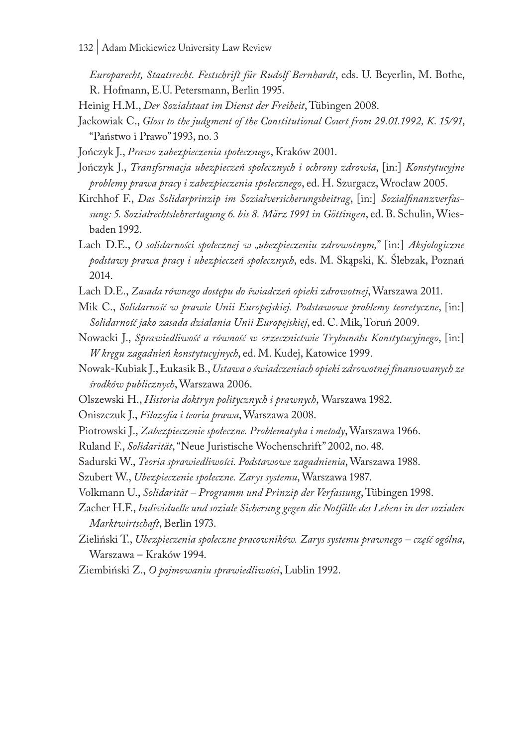*Europarecht, Staatsrecht. Festschrift für Rudolf Bernhardt*, eds. U. Beyerlin, M. Bothe, R. Hofmann, E.U. Petersmann, Berlin 1995.

Heinig H.M., *Der Sozialstaat im Dienst der Freiheit*, Tübingen 2008.

Jackowiak C., *Gloss to the judgment of the Constitutional Court from 29.01.1992, K. 15/91*, "Państwo i Prawo" 1993, no. 3

Jończyk J., *Prawo zabezpieczenia społecznego*, Kraków 2001.

Jończyk J., *Transformacja ubezpieczeń społecznych i ochrony zdrowia*, [in:] *Konstytucyjne problemy prawa pracy i zabezpieczenia społecznego*, ed. H. Szurgacz, Wrocław 2005.

Kirchhof F., *Das Solidarprinzip im Sozialversicherungsbeitrag*, [in:] *Sozialfinanzverfassung: 5. Sozialrechtslehrertagung 6. bis 8. März 1991 in Göttingen*, ed. B. Schulin, Wiesbaden 1992.

Lach D.E., *O solidarności społecznej w „ubezpieczeniu zdrowotnym,"* [in:] *Aksjologiczne podstawy prawa pracy i ubezpieczeń społecznych*, eds. M. Skąpski, K. Ślebzak, Poznań 2014.

Lach D.E., *Zasada równego dostępu do świadczeń opieki zdrowotnej*, Warszawa 2011.

Mik C., *Solidarność w prawie Unii Europejskiej. Podstawowe problemy teoretyczne*, [in:] *Solidarność jako zasada działania Unii Europejskiej*, ed. C. Mik, Toruń 2009.

Nowacki J., *Sprawiedliwość a równość w orzecznictwie Trybunału Konstytucyjnego*, [in:] *W kręgu zagadnień konstytucyjnych*, ed. M. Kudej, Katowice 1999.

Nowak-Kubiak J., Łukasik B., *Ustawa o świadczeniach opieki zdrowotnej finansowanych ze środków publicznych*, Warszawa 2006.

Olszewski H., *Historia doktryn politycznych i prawnych*, Warszawa 1982.

Oniszczuk J., *Filozofia i teoria prawa*, Warszawa 2008.

Piotrowski J., *Zabezpieczenie społeczne. Problematyka i metody*, Warszawa 1966.

Ruland F., *Solidarität*, "Neue Juristische Wochenschrift" 2002, no. 48.

Sadurski W., *Teoria sprawiedliwości. Podstawowe zagadnienia*, Warszawa 1988.

Szubert W., *Ubezpieczenie społeczne. Zarys systemu*, Warszawa 1987.

Volkmann U., *Solidarität – Programm und Prinzip der Verfassung*, Tübingen 1998.

Zacher H.F., *Individuelle und soziale Sicherung gegen die Notfälle des Lebens in der sozialen Marktwirtschaft*, Berlin 1973.

Zieliński T., *Ubezpieczenia społeczne pracowników. Zarys systemu prawnego – część ogólna*, Warszawa – Kraków 1994.

Ziembiński Z., *O pojmowaniu sprawiedliwości*, Lublin 1992.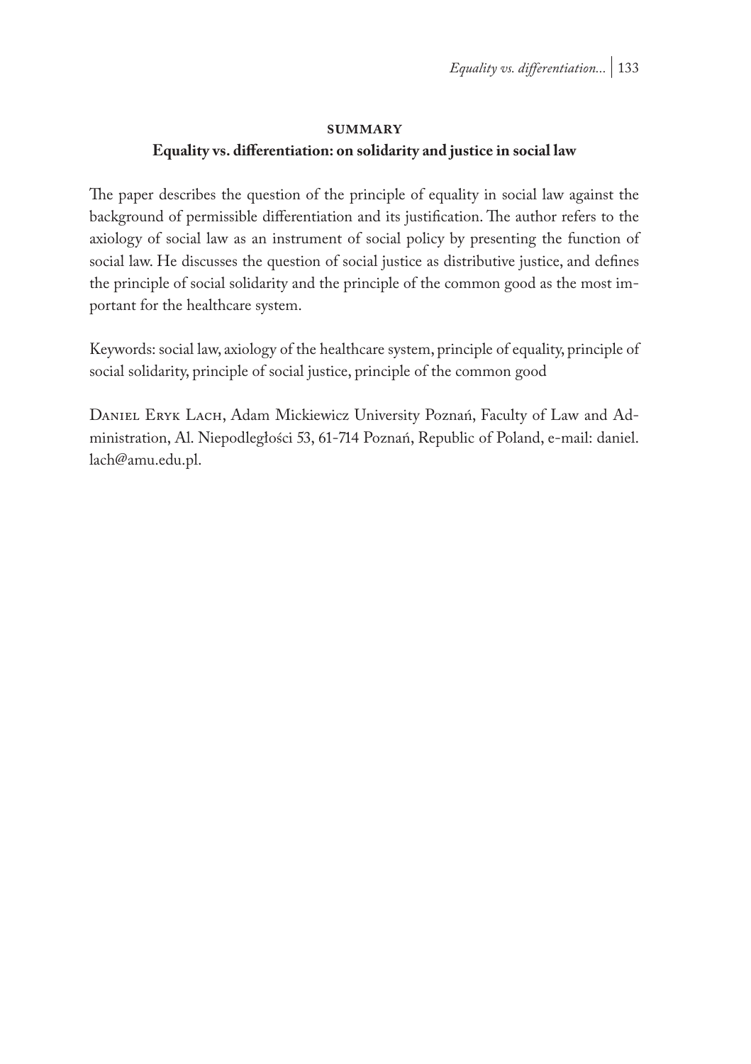## SUMMARY

### Equality vs. differentiation: on solidarity and justice in social law

The paper describes the question of the principle of equality in social law against the background of permissible differentiation and its justification. The author refers to the axiology of social law as an instrument of social policy by presenting the function of social law. He discusses the question of social justice as distributive justice, and defines the principle of social solidarity and the principle of the common good as the most important for the healthcare system.

Keywords: social law, axiology of the healthcare system, principle of equality, principle of social solidarity, principle of social justice, principle of the common good

Daniel Eryk Lach, Adam Mickiewicz University Poznań, Faculty of Law and Administration, Al. Niepodległości 53, 61-714 Poznań, Republic of Poland, e-mail: daniel.lach@amu.edu.pl.